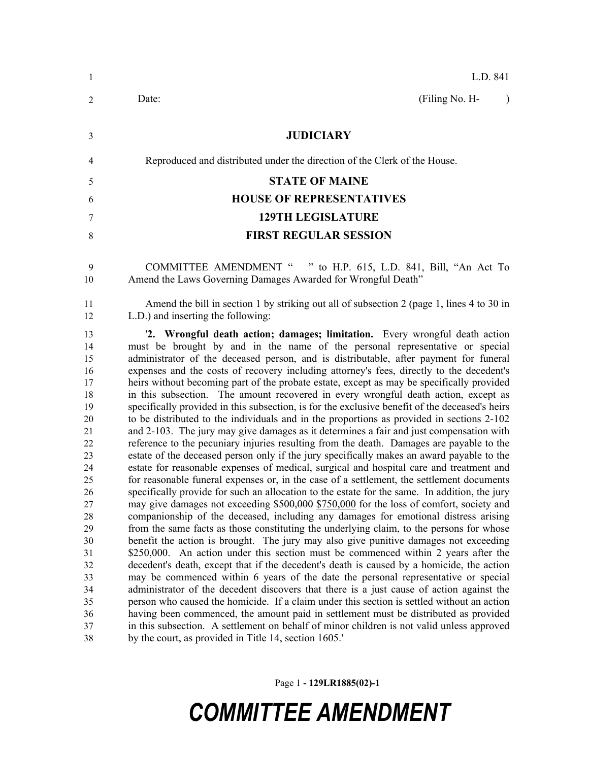L.D. 841

Date: (Filing No. H- )

**JUDICIARY**

Reproduced and distributed under the direction of the Clerk of the House.

**STATE OF MAINE**

**HOUSE OF REPRESENTATIVES**

**129TH LEGISLATURE**

**FIRST REGULAR SESSION**

COMMITTEE AMENDMENT " " to H.P. 615, L.D. 841, Bill, "An Act To Amend the Laws Governing Damages Awarded for Wrongful Death"

Amend the bill in section 1 by striking out all of subsection 2 (page 1, lines 4 to 30 in L.D.) and inserting the following:

'**2. Wrongful death action; damages; limitation.** Every wrongful death action must be brought by and in the name of the personal representative or special administrator of the deceased person, and is distributable, after payment for funeral expenses and the costs of recovery including attorney's fees, directly to the decedent's heirs without becoming part of the probate estate, except as may be specifically provided in this subsection. The amount recovered in every wrongful death action, except as specifically provided in this subsection, is for the exclusive benefit of the deceased's heirs to be distributed to the individuals and in the proportions as provided in sections 2-102 and 2-103. The jury may give damages as it determines a fair and just compensation with reference to the pecuniary injuries resulting from the death. Damages are payable to the estate of the deceased person only if the jury specifically makes an award payable to the estate for reasonable expenses of medical, surgical and hospital care and treatment and for reasonable funeral expenses or, in the case of a settlement, the settlement documents specifically provide for such an allocation to the estate for the same. In addition, the jury may give damages not exceeding ~~$500,000~~ $750,000 for the loss of comfort, society and companionship of the deceased, including any damages for emotional distress arising from the same facts as those constituting the underlying claim, to the persons for whose benefit the action is brought. The jury may also give punitive damages not exceeding $250,000. An action under this section must be commenced within 2 years after the decedent's death, except that if the decedent's death is caused by a homicide, the action may be commenced within 6 years of the date the personal representative or special administrator of the decedent discovers that there is a just cause of action against the person who caused the homicide. If a claim under this section is settled without an action having been commenced, the amount paid in settlement must be distributed as provided in this subsection. A settlement on behalf of minor children is not valid unless approved by the court, as provided in Title 14, section 1605.'

**COMMITTEE AMENDMENT**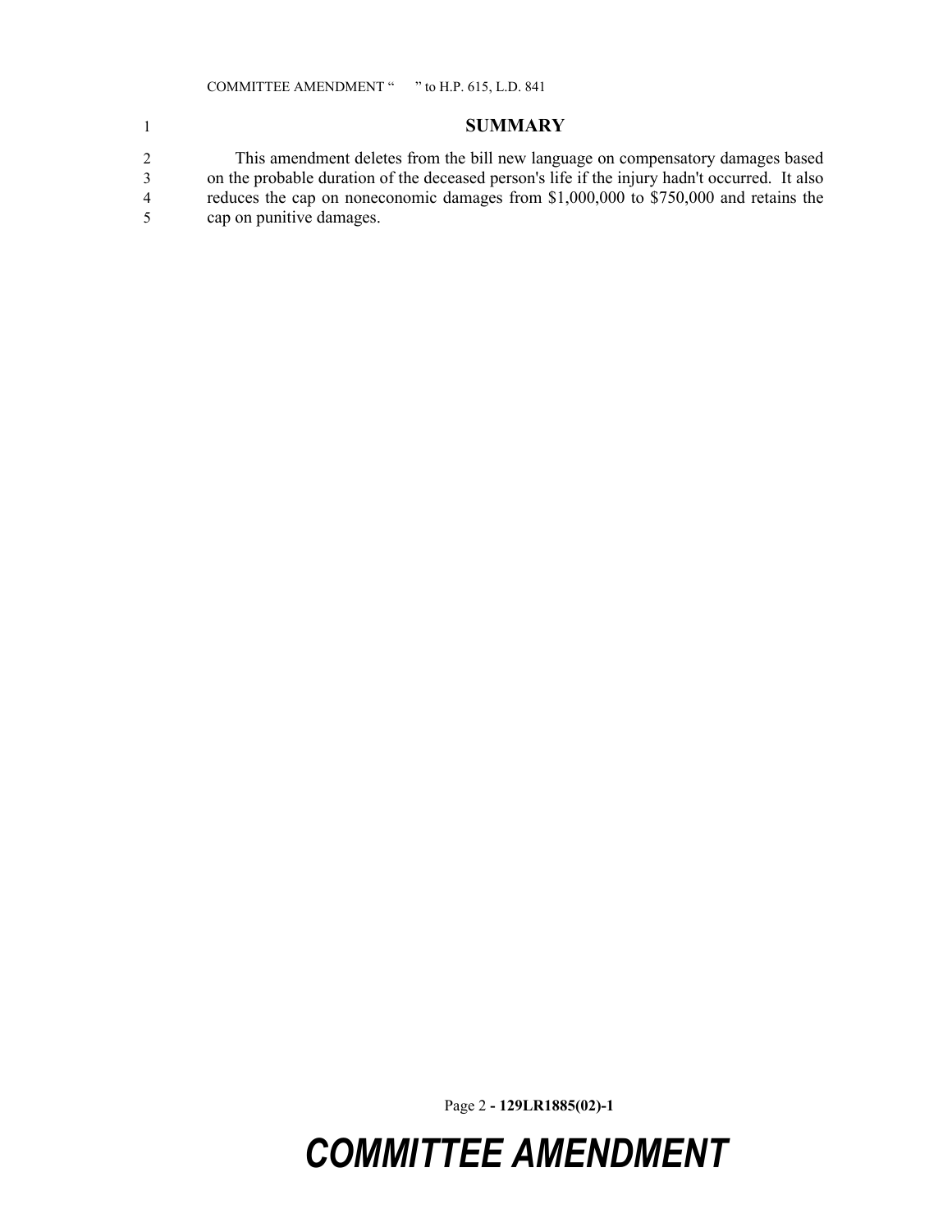## SUMMARY

This amendment deletes from the bill new language on compensatory damages based on the probable duration of the deceased person's life if the injury hadn't occurred. It also reduces the cap on noneconomic damages from $1,000,000 to $750,000 and retains the cap on punitive damages.